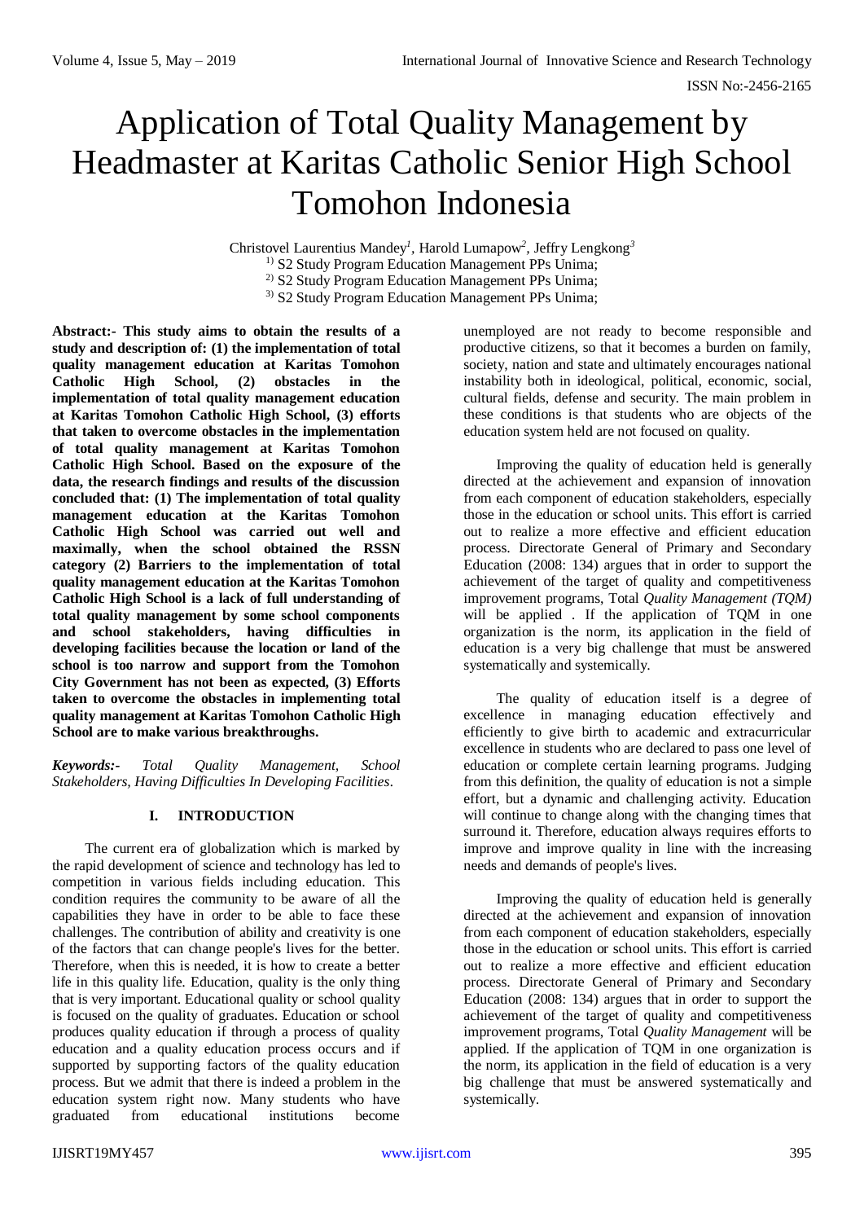# Application of Total Quality Management by Headmaster at Karitas Catholic Senior High School Tomohon Indonesia

Christovel Laurentius Mandey[1], Harold Lumapow[2], Jeffry Lengkong[3]

[1)] S2 Study Program Education Management PPs Unima;
[2)] S2 Study Program Education Management PPs Unima;
[3)] S2 Study Program Education Management PPs Unima;

**Abstract:- This study aims to obtain the results of a study and description of: (1) the implementation of total quality management education at Karitas Tomohon Catholic High School, (2) obstacles in the implementation of total quality management education at Karitas Tomohon Catholic High School, (3) efforts that taken to overcome obstacles in the implementation of total quality management at Karitas Tomohon Catholic High School. Based on the exposure of the data, the research findings and results of the discussion concluded that: (1) The implementation of total quality management education at the Karitas Tomohon Catholic High School was carried out well and maximally, when the school obtained the RSSN category (2) Barriers to the implementation of total quality management education at the Karitas Tomohon Catholic High School is a lack of full understanding of total quality management by some school components and school stakeholders, having difficulties in developing facilities because the location or land of the school is too narrow and support from the Tomohon City Government has not been as expected, (3) Efforts taken to overcome the obstacles in implementing total quality management at Karitas Tomohon Catholic High School are to make various breakthroughs.**

***Keywords:-*** *Total Quality Management, School Stakeholders, Having Difficulties In Developing Facilities.*

## I. INTRODUCTION

The current era of globalization which is marked by the rapid development of science and technology has led to competition in various fields including education. This condition requires the community to be aware of all the capabilities they have in order to be able to face these challenges. The contribution of ability and creativity is one of the factors that can change people's lives for the better. Therefore, when this is needed, it is how to create a better life in this quality life. Education, quality is the only thing that is very important. Educational quality or school quality is focused on the quality of graduates. Education or school produces quality education if through a process of quality education and a quality education process occurs and if supported by supporting factors of the quality education process. But we admit that there is indeed a problem in the education system right now. Many students who have graduated from educational institutions become unemployed are not ready to become responsible and productive citizens, so that it becomes a burden on family, society, nation and state and ultimately encourages national instability both in ideological, political, economic, social, cultural fields, defense and security. The main problem in these conditions is that students who are objects of the education system held are not focused on quality.

Improving the quality of education held is generally directed at the achievement and expansion of innovation from each component of education stakeholders, especially those in the education or school units. This effort is carried out to realize a more effective and efficient education process. Directorate General of Primary and Secondary Education (2008: 134) argues that in order to support the achievement of the target of quality and competitiveness improvement programs, Total *Quality Management (TQM)* will be applied . If the application of TQM in one organization is the norm, its application in the field of education is a very big challenge that must be answered systematically and systemically.

The quality of education itself is a degree of excellence in managing education effectively and efficiently to give birth to academic and extracurricular excellence in students who are declared to pass one level of education or complete certain learning programs. Judging from this definition, the quality of education is not a simple effort, but a dynamic and challenging activity. Education will continue to change along with the changing times that surround it. Therefore, education always requires efforts to improve and improve quality in line with the increasing needs and demands of people's lives.

Improving the quality of education held is generally directed at the achievement and expansion of innovation from each component of education stakeholders, especially those in the education or school units. This effort is carried out to realize a more effective and efficient education process. Directorate General of Primary and Secondary Education (2008: 134) argues that in order to support the achievement of the target of quality and competitiveness improvement programs, Total *Quality Management* will be applied. If the application of TQM in one organization is the norm, its application in the field of education is a very big challenge that must be answered systematically and systemically.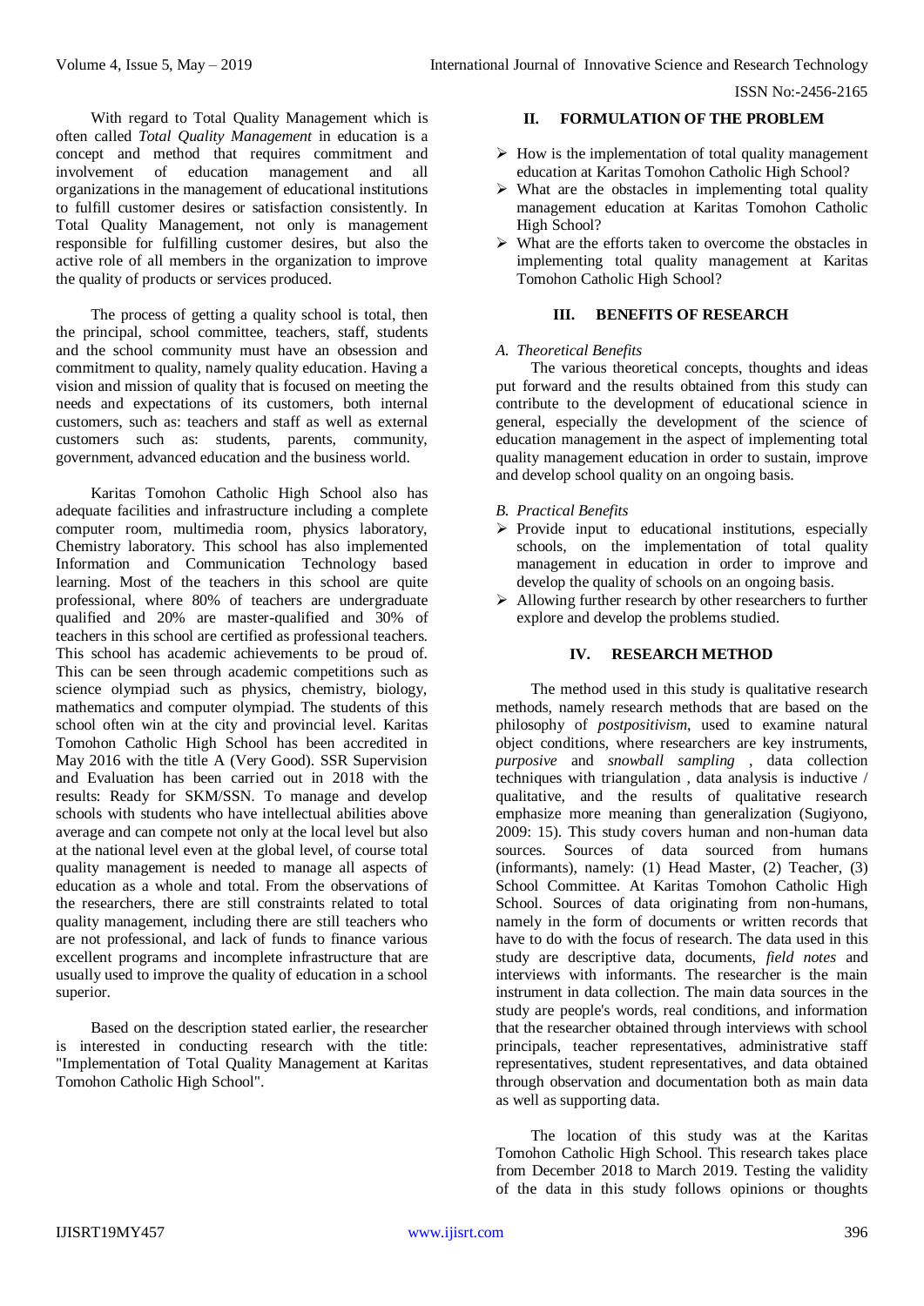With regard to Total Quality Management which is often called *Total Quality Management* in education is a concept and method that requires commitment and involvement of education management and all organizations in the management of educational institutions to fulfill customer desires or satisfaction consistently. In Total Quality Management, not only is management responsible for fulfilling customer desires, but also the active role of all members in the organization to improve the quality of products or services produced.

The process of getting a quality school is total, then the principal, school committee, teachers, staff, students and the school community must have an obsession and commitment to quality, namely quality education. Having a vision and mission of quality that is focused on meeting the needs and expectations of its customers, both internal customers, such as: teachers and staff as well as external customers such as: students, parents, community, government, advanced education and the business world.

Karitas Tomohon Catholic High School also has adequate facilities and infrastructure including a complete computer room, multimedia room, physics laboratory, Chemistry laboratory. This school has also implemented Information and Communication Technology based learning. Most of the teachers in this school are quite professional, where 80% of teachers are undergraduate qualified and 20% are master-qualified and 30% of teachers in this school are certified as professional teachers. This school has academic achievements to be proud of. This can be seen through academic competitions such as science olympiad such as physics, chemistry, biology, mathematics and computer olympiad. The students of this school often win at the city and provincial level. Karitas Tomohon Catholic High School has been accredited in May 2016 with the title A (Very Good). SSR Supervision and Evaluation has been carried out in 2018 with the results: Ready for SKM/SSN. To manage and develop schools with students who have intellectual abilities above average and can compete not only at the local level but also at the national level even at the global level, of course total quality management is needed to manage all aspects of education as a whole and total. From the observations of the researchers, there are still constraints related to total quality management, including there are still teachers who are not professional, and lack of funds to finance various excellent programs and incomplete infrastructure that are usually used to improve the quality of education in a school superior.

Based on the description stated earlier, the researcher is interested in conducting research with the title: "Implementation of Total Quality Management at Karitas Tomohon Catholic High School".

## II. FORMULATION OF THE PROBLEM

- How is the implementation of total quality management education at Karitas Tomohon Catholic High School?
- What are the obstacles in implementing total quality management education at Karitas Tomohon Catholic High School?
- What are the efforts taken to overcome the obstacles in implementing total quality management at Karitas Tomohon Catholic High School?

## III. BENEFITS OF RESEARCH

### *A. Theoretical Benefits*

The various theoretical concepts, thoughts and ideas put forward and the results obtained from this study can contribute to the development of educational science in general, especially the development of the science of education management in the aspect of implementing total quality management education in order to sustain, improve and develop school quality on an ongoing basis.

### *B. Practical Benefits*

- Provide input to educational institutions, especially schools, on the implementation of total quality management in education in order to improve and develop the quality of schools on an ongoing basis.
- Allowing further research by other researchers to further explore and develop the problems studied.

## IV. RESEARCH METHOD

The method used in this study is qualitative research methods, namely research methods that are based on the philosophy of *postpositivism,* used to examine natural object conditions, where researchers are key instruments, *purposive* and *snowball sampling* , data collection techniques with triangulation , data analysis is inductive / qualitative, and the results of qualitative research emphasize more meaning than generalization (Sugiyono, 2009: 15). This study covers human and non-human data sources. Sources of data sourced from humans (informants), namely: (1) Head Master, (2) Teacher, (3) School Committee. At Karitas Tomohon Catholic High School. Sources of data originating from non-humans, namely in the form of documents or written records that have to do with the focus of research. The data used in this study are descriptive data, documents, *field notes* and interviews with informants. The researcher is the main instrument in data collection. The main data sources in the study are people's words, real conditions, and information that the researcher obtained through interviews with school principals, teacher representatives, administrative staff representatives, student representatives, and data obtained through observation and documentation both as main data as well as supporting data.

The location of this study was at the Karitas Tomohon Catholic High School. This research takes place from December 2018 to March 2019. Testing the validity of the data in this study follows opinions or thoughts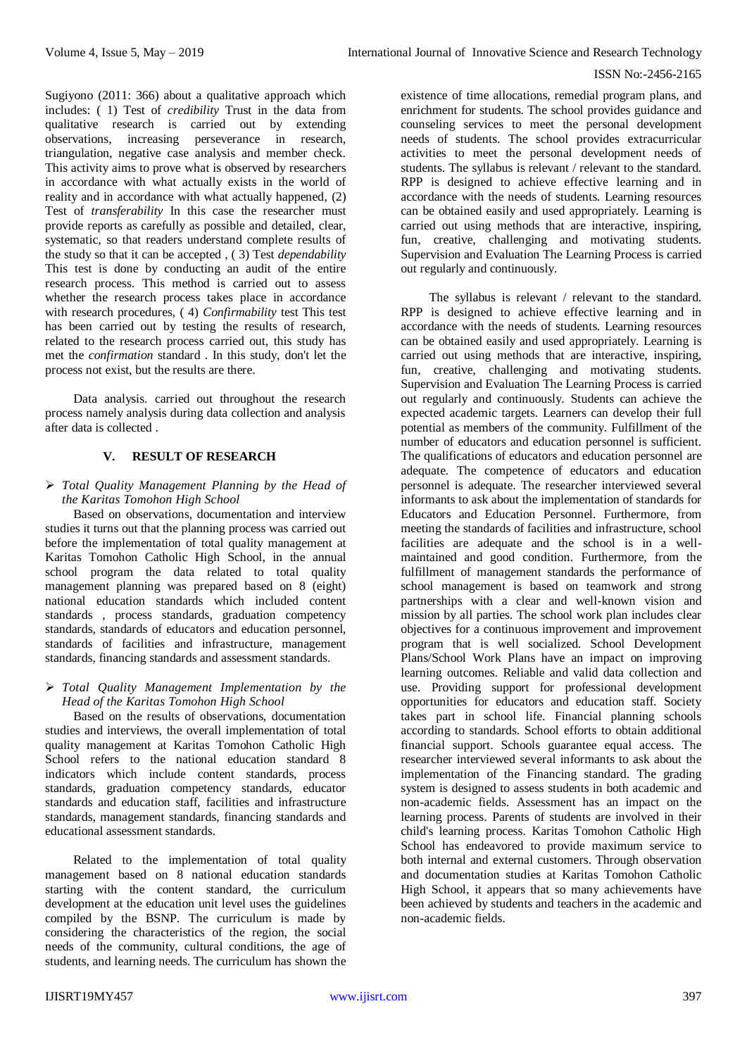Sugiyono (2011: 366) about a qualitative approach which includes: ( 1) Test of *credibility* Trust in the data from qualitative research is carried out by extending observations, increasing perseverance in research, triangulation, negative case analysis and member check. This activity aims to prove what is observed by researchers in accordance with what actually exists in the world of reality and in accordance with what actually happened, (2) Test of *transferability* In this case the researcher must provide reports as carefully as possible and detailed, clear, systematic, so that readers understand complete results of the study so that it can be accepted , ( 3) Test *dependability* This test is done by conducting an audit of the entire research process. This method is carried out to assess whether the research process takes place in accordance with research procedures, ( 4) *Confirmability* test This test has been carried out by testing the results of research, related to the research process carried out, this study has met the *confirmation* standard . In this study, don't let the process not exist, but the results are there.

Data analysis. carried out throughout the research process namely analysis during data collection and analysis after data is collected .

## V. RESULT OF RESEARCH

- *Total Quality Management Planning by the Head of the Karitas Tomohon High School*

Based on observations, documentation and interview studies it turns out that the planning process was carried out before the implementation of total quality management at Karitas Tomohon Catholic High School, in the annual school program the data related to total quality management planning was prepared based on 8 (eight) national education standards which included content standards , process standards, graduation competency standards, standards of educators and education personnel, standards of facilities and infrastructure, management standards, financing standards and assessment standards.

- *Total Quality Management Implementation by the Head of the Karitas Tomohon High School*

Based on the results of observations, documentation studies and interviews, the overall implementation of total quality management at Karitas Tomohon Catholic High School refers to the national education standard 8 indicators which include content standards, process standards, graduation competency standards, educator standards and education staff, facilities and infrastructure standards, management standards, financing standards and educational assessment standards.

Related to the implementation of total quality management based on 8 national education standards starting with the content standard, the curriculum development at the education unit level uses the guidelines compiled by the BSNP. The curriculum is made by considering the characteristics of the region, the social needs of the community, cultural conditions, the age of students, and learning needs. The curriculum has shown the existence of time allocations, remedial program plans, and enrichment for students. The school provides guidance and counseling services to meet the personal development needs of students. The school provides extracurricular activities to meet the personal development needs of students. The syllabus is relevant / relevant to the standard. RPP is designed to achieve effective learning and in accordance with the needs of students. Learning resources can be obtained easily and used appropriately. Learning is carried out using methods that are interactive, inspiring, fun, creative, challenging and motivating students. Supervision and Evaluation The Learning Process is carried out regularly and continuously.

The syllabus is relevant / relevant to the standard. RPP is designed to achieve effective learning and in accordance with the needs of students. Learning resources can be obtained easily and used appropriately. Learning is carried out using methods that are interactive, inspiring, fun, creative, challenging and motivating students. Supervision and Evaluation The Learning Process is carried out regularly and continuously. Students can achieve the expected academic targets. Learners can develop their full potential as members of the community. Fulfillment of the number of educators and education personnel is sufficient. The qualifications of educators and education personnel are adequate. The competence of educators and education personnel is adequate. The researcher interviewed several informants to ask about the implementation of standards for Educators and Education Personnel. Furthermore, from meeting the standards of facilities and infrastructure, school facilities are adequate and the school is in a well-maintained and good condition. Furthermore, from the fulfillment of management standards the performance of school management is based on teamwork and strong partnerships with a clear and well-known vision and mission by all parties. The school work plan includes clear objectives for a continuous improvement and improvement program that is well socialized. School Development Plans/School Work Plans have an impact on improving learning outcomes. Reliable and valid data collection and use. Providing support for professional development opportunities for educators and education staff. Society takes part in school life. Financial planning schools according to standards. School efforts to obtain additional financial support. Schools guarantee equal access. The researcher interviewed several informants to ask about the implementation of the Financing standard. The grading system is designed to assess students in both academic and non-academic fields. Assessment has an impact on the learning process. Parents of students are involved in their child's learning process. Karitas Tomohon Catholic High School has endeavored to provide maximum service to both internal and external customers. Through observation and documentation studies at Karitas Tomohon Catholic High School, it appears that so many achievements have been achieved by students and teachers in the academic and non-academic fields.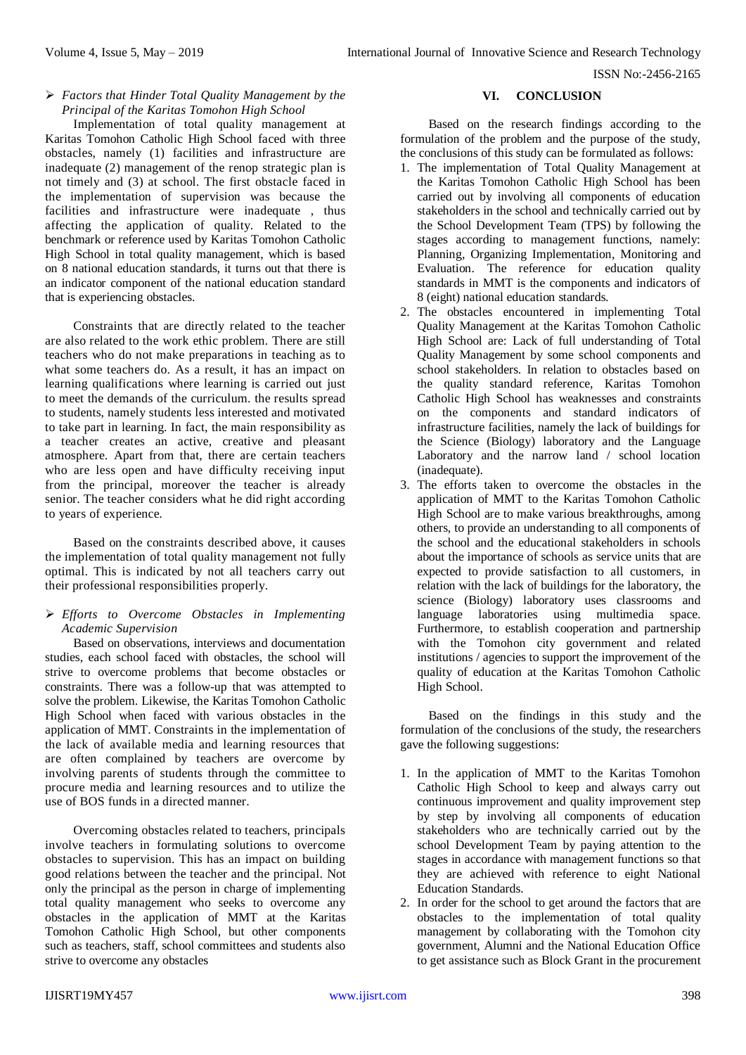➢ *Factors that Hinder Total Quality Management by the Principal of the Karitas Tomohon High School*

Implementation of total quality management at Karitas Tomohon Catholic High School faced with three obstacles, namely (1) facilities and infrastructure are inadequate (2) management of the renop strategic plan is not timely and (3) at school. The first obstacle faced in the implementation of supervision was because the facilities and infrastructure were inadequate , thus affecting the application of quality. Related to the benchmark or reference used by Karitas Tomohon Catholic High School in total quality management, which is based on 8 national education standards, it turns out that there is an indicator component of the national education standard that is experiencing obstacles.

Constraints that are directly related to the teacher are also related to the work ethic problem. There are still teachers who do not make preparations in teaching as to what some teachers do. As a result, it has an impact on learning qualifications where learning is carried out just to meet the demands of the curriculum. the results spread to students, namely students less interested and motivated to take part in learning. In fact, the main responsibility as a teacher creates an active, creative and pleasant atmosphere. Apart from that, there are certain teachers who are less open and have difficulty receiving input from the principal, moreover the teacher is already senior. The teacher considers what he did right according to years of experience.

Based on the constraints described above, it causes the implementation of total quality management not fully optimal. This is indicated by not all teachers carry out their professional responsibilities properly.

➢ *Efforts to Overcome Obstacles in Implementing Academic Supervision*

Based on observations, interviews and documentation studies, each school faced with obstacles, the school will strive to overcome problems that become obstacles or constraints. There was a follow-up that was attempted to solve the problem. Likewise, the Karitas Tomohon Catholic High School when faced with various obstacles in the application of MMT. Constraints in the implementation of the lack of available media and learning resources that are often complained by teachers are overcome by involving parents of students through the committee to procure media and learning resources and to utilize the use of BOS funds in a directed manner.

Overcoming obstacles related to teachers, principals involve teachers in formulating solutions to overcome obstacles to supervision. This has an impact on building good relations between the teacher and the principal. Not only the principal as the person in charge of implementing total quality management who seeks to overcome any obstacles in the application of MMT at the Karitas Tomohon Catholic High School, but other components such as teachers, staff, school committees and students also strive to overcome any obstacles

## VI. CONCLUSION

Based on the research findings according to the formulation of the problem and the purpose of the study, the conclusions of this study can be formulated as follows:

1. The implementation of Total Quality Management at the Karitas Tomohon Catholic High School has been carried out by involving all components of education stakeholders in the school and technically carried out by the School Development Team (TPS) by following the stages according to management functions, namely: Planning, Organizing Implementation, Monitoring and Evaluation. The reference for education quality standards in MMT is the components and indicators of 8 (eight) national education standards.
2. The obstacles encountered in implementing Total Quality Management at the Karitas Tomohon Catholic High School are: Lack of full understanding of Total Quality Management by some school components and school stakeholders. In relation to obstacles based on the quality standard reference, Karitas Tomohon Catholic High School has weaknesses and constraints on the components and standard indicators of infrastructure facilities, namely the lack of buildings for the Science (Biology) laboratory and the Language Laboratory and the narrow land / school location (inadequate).
3. The efforts taken to overcome the obstacles in the application of MMT to the Karitas Tomohon Catholic High School are to make various breakthroughs, among others, to provide an understanding to all components of the school and the educational stakeholders in schools about the importance of schools as service units that are expected to provide satisfaction to all customers, in relation with the lack of buildings for the laboratory, the science (Biology) laboratory uses classrooms and language laboratories using multimedia space. Furthermore, to establish cooperation and partnership with the Tomohon city government and related institutions / agencies to support the improvement of the quality of education at the Karitas Tomohon Catholic High School.

Based on the findings in this study and the formulation of the conclusions of the study, the researchers gave the following suggestions:

1. In the application of MMT to the Karitas Tomohon Catholic High School to keep and always carry out continuous improvement and quality improvement step by step by involving all components of education stakeholders who are technically carried out by the school Development Team by paying attention to the stages in accordance with management functions so that they are achieved with reference to eight National Education Standards.
2. In order for the school to get around the factors that are obstacles to the implementation of total quality management by collaborating with the Tomohon city government, Alumni and the National Education Office to get assistance such as Block Grant in the procurement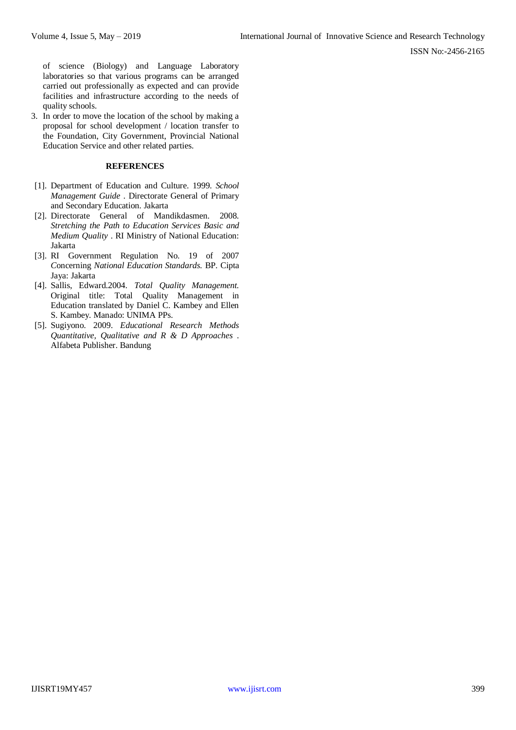of science (Biology) and Language Laboratory laboratories so that various programs can be arranged carried out professionally as expected and can provide facilities and infrastructure according to the needs of quality schools.

3. In order to move the location of the school by making a proposal for school development / location transfer to the Foundation, City Government, Provincial National Education Service and other related parties.

## REFERENCES

[1]. Department of Education and Culture. 1999. *School Management Guide* . Directorate General of Primary and Secondary Education. Jakarta

[2]. Directorate General of Mandikdasmen. 2008. *Stretching the Path to Education Services Basic and Medium Quality* . RI Ministry of National Education: Jakarta

[3]. RI Government Regulation No. 19 of 2007 Concerning *National Education Standards.* BP. Cipta Jaya: Jakarta

[4]. Sallis, Edward.2004. *Total Quality Management.* Original title: Total Quality Management in Education translated by Daniel C. Kambey and Ellen S. Kambey. Manado: UNIMA PPs.

[5]. Sugiyono. 2009. *Educational Research Methods Quantitative, Qualitative and R & D Approaches* . Alfabeta Publisher. Bandung